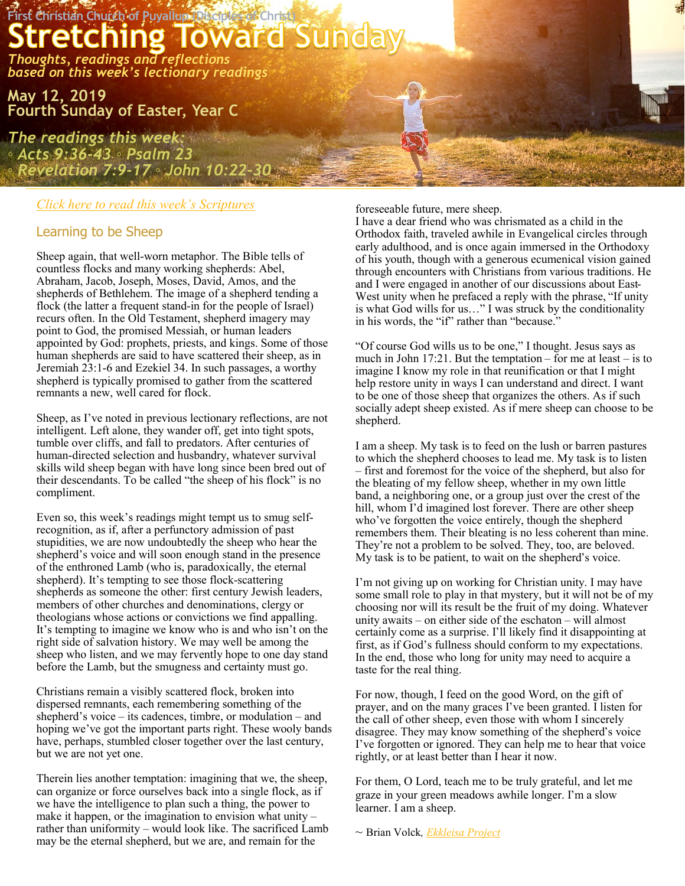First Christian Church of Puyallup (Disciples of Christ)

# Stretching Toward Sunday

*Thoughts, readings and reflections based on this week's lectionary readings*

**May 12, 2019**
**Fourth Sunday of Easter, Year C**

*The readings this week:*
*◦ Acts 9:36-43 ◦ Psalm 23*
*◦ Revelation 7:9-17 ◦ John 10:22-30*

*Click here to read this week's Scriptures*

## Learning to be Sheep

Sheep again, that well-worn metaphor. The Bible tells of countless flocks and many working shepherds: Abel, Abraham, Jacob, Joseph, Moses, David, Amos, and the shepherds of Bethlehem. The image of a shepherd tending a flock (the latter a frequent stand-in for the people of Israel) recurs often. In the Old Testament, shepherd imagery may point to God, the promised Messiah, or human leaders appointed by God: prophets, priests, and kings. Some of those human shepherds are said to have scattered their sheep, as in Jeremiah 23:1-6 and Ezekiel 34. In such passages, a worthy shepherd is typically promised to gather from the scattered remnants a new, well cared for flock.

Sheep, as I've noted in previous lectionary reflections, are not intelligent. Left alone, they wander off, get into tight spots, tumble over cliffs, and fall to predators. After centuries of human-directed selection and husbandry, whatever survival skills wild sheep began with have long since been bred out of their descendants. To be called "the sheep of his flock" is no compliment.

Even so, this week's readings might tempt us to smug self-recognition, as if, after a perfunctory admission of past stupidities, we are now undoubtedly the sheep who hear the shepherd's voice and will soon enough stand in the presence of the enthroned Lamb (who is, paradoxically, the eternal shepherd). It's tempting to see those flock-scattering shepherds as someone the other: first century Jewish leaders, members of other churches and denominations, clergy or theologians whose actions or convictions we find appalling. It's tempting to imagine we know who is and who isn't on the right side of salvation history. We may well be among the sheep who listen, and we may fervently hope to one day stand before the Lamb, but the smugness and certainty must go.

Christians remain a visibly scattered flock, broken into dispersed remnants, each remembering something of the shepherd's voice – its cadences, timbre, or modulation – and hoping we've got the important parts right. These wooly bands have, perhaps, stumbled closer together over the last century, but we are not yet one.

Therein lies another temptation: imagining that we, the sheep, can organize or force ourselves back into a single flock, as if we have the intelligence to plan such a thing, the power to make it happen, or the imagination to envision what unity – rather than uniformity – would look like. The sacrificed Lamb may be the eternal shepherd, but we are, and remain for the foreseeable future, mere sheep.

I have a dear friend who was chrismated as a child in the Orthodox faith, traveled awhile in Evangelical circles through early adulthood, and is once again immersed in the Orthodoxy of his youth, though with a generous ecumenical vision gained through encounters with Christians from various traditions. He and I were engaged in another of our discussions about East-West unity when he prefaced a reply with the phrase, "If unity is what God wills for us…" I was struck by the conditionality in his words, the "if" rather than "because."

"Of course God wills us to be one," I thought. Jesus says as much in John 17:21. But the temptation – for me at least – is to imagine I know my role in that reunification or that I might help restore unity in ways I can understand and direct. I want to be one of those sheep that organizes the others. As if such socially adept sheep existed. As if mere sheep can choose to be shepherd.

I am a sheep. My task is to feed on the lush or barren pastures to which the shepherd chooses to lead me. My task is to listen – first and foremost for the voice of the shepherd, but also for the bleating of my fellow sheep, whether in my own little band, a neighboring one, or a group just over the crest of the hill, whom I'd imagined lost forever. There are other sheep who've forgotten the voice entirely, though the shepherd remembers them. Their bleating is no less coherent than mine. They're not a problem to be solved. They, too, are beloved. My task is to be patient, to wait on the shepherd's voice.

I'm not giving up on working for Christian unity. I may have some small role to play in that mystery, but it will not be of my choosing nor will its result be the fruit of my doing. Whatever unity awaits – on either side of the eschaton – will almost certainly come as a surprise. I'll likely find it disappointing at first, as if God's fullness should conform to my expectations. In the end, those who long for unity may need to acquire a taste for the real thing.

For now, though, I feed on the good Word, on the gift of prayer, and on the many graces I've been granted. I listen for the call of other sheep, even those with whom I sincerely disagree. They may know something of the shepherd's voice I've forgotten or ignored. They can help me to hear that voice rightly, or at least better than I hear it now.

For them, O Lord, teach me to be truly grateful, and let me graze in your green meadows awhile longer. I'm a slow learner. I am a sheep.

~ Brian Volck, *Ekkleisa Project*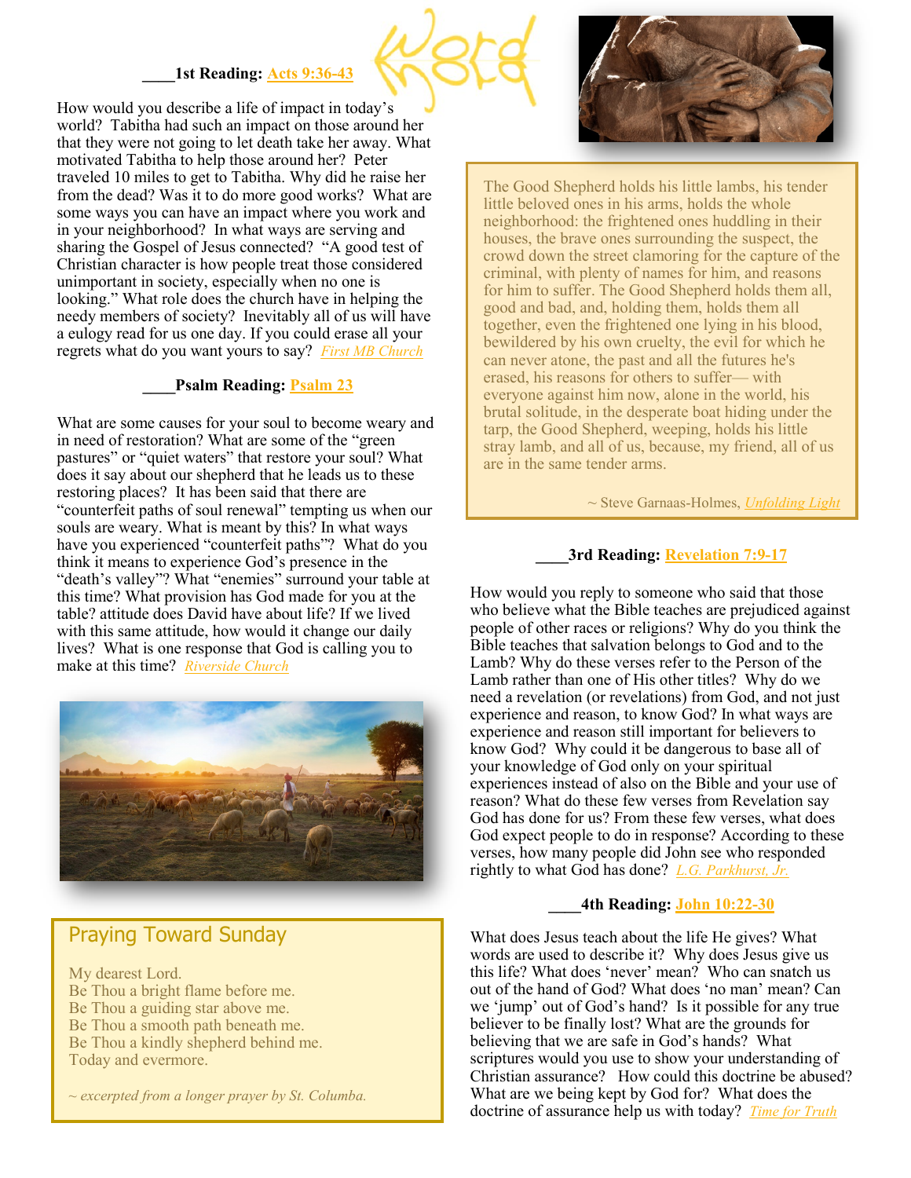### ____1st Reading: Acts 9:36-43

How would you describe a life of impact in today's world? Tabitha had such an impact on those around her that they were not going to let death take her away. What motivated Tabitha to help those around her? Peter traveled 10 miles to get to Tabitha. Why did he raise her from the dead? Was it to do more good works? What are some ways you can have an impact where you work and in your neighborhood? In what ways are serving and sharing the Gospel of Jesus connected? "A good test of Christian character is how people treat those considered unimportant in society, especially when no one is looking." What role does the church have in helping the needy members of society? Inevitably all of us will have a eulogy read for us one day. If you could erase all your regrets what do you want yours to say? *First MB Church*

### ____Psalm Reading: Psalm 23

What are some causes for your soul to become weary and in need of restoration? What are some of the "green pastures" or "quiet waters" that restore your soul? What does it say about our shepherd that he leads us to these restoring places? It has been said that there are "counterfeit paths of soul renewal" tempting us when our souls are weary. What is meant by this? In what ways have you experienced "counterfeit paths"? What do you think it means to experience God's presence in the "death's valley"? What "enemies" surround your table at this time? What provision has God made for you at the table? attitude does David have about life? If we lived with this same attitude, how would it change our daily lives? What is one response that God is calling you to make at this time? *Riverside Church*

## Praying Toward Sunday

My dearest Lord.
Be Thou a bright flame before me.
Be Thou a guiding star above me.
Be Thou a smooth path beneath me.
Be Thou a kindly shepherd behind me.
Today and evermore.

*~ excerpted from a longer prayer by St. Columba.*

The Good Shepherd holds his little lambs, his tender little beloved ones in his arms, holds the whole neighborhood: the frightened ones huddling in their houses, the brave ones surrounding the suspect, the crowd down the street clamoring for the capture of the criminal, with plenty of names for him, and reasons for him to suffer. The Good Shepherd holds them all, good and bad, and, holding them, holds them all together, even the frightened one lying in his blood, bewildered by his own cruelty, the evil for which he can never atone, the past and all the futures he's erased, his reasons for others to suffer— with everyone against him now, alone in the world, his brutal solitude, in the desperate boat hiding under the tarp, the Good Shepherd, weeping, holds his little stray lamb, and all of us, because, my friend, all of us are in the same tender arms.

~ Steve Garnaas-Holmes, *Unfolding Light*

### ____3rd Reading: Revelation 7:9-17

How would you reply to someone who said that those who believe what the Bible teaches are prejudiced against people of other races or religions? Why do you think the Bible teaches that salvation belongs to God and to the Lamb? Why do these verses refer to the Person of the Lamb rather than one of His other titles? Why do we need a revelation (or revelations) from God, and not just experience and reason, to know God? In what ways are experience and reason still important for believers to know God? Why could it be dangerous to base all of your knowledge of God only on your spiritual experiences instead of also on the Bible and your use of reason? What do these few verses from Revelation say God has done for us? From these few verses, what does God expect people to do in response? According to these verses, how many people did John see who responded rightly to what God has done? *L.G. Parkhurst, Jr.*

### ____4th Reading: John 10:22-30

What does Jesus teach about the life He gives? What words are used to describe it? Why does Jesus give us this life? What does 'never' mean? Who can snatch us out of the hand of God? What does 'no man' mean? Can we 'jump' out of God's hand? Is it possible for any true believer to be finally lost? What are the grounds for believing that we are safe in God's hands? What scriptures would you use to show your understanding of Christian assurance? How could this doctrine be abused? What are we being kept by God for? What does the doctrine of assurance help us with today? *Time for Truth*